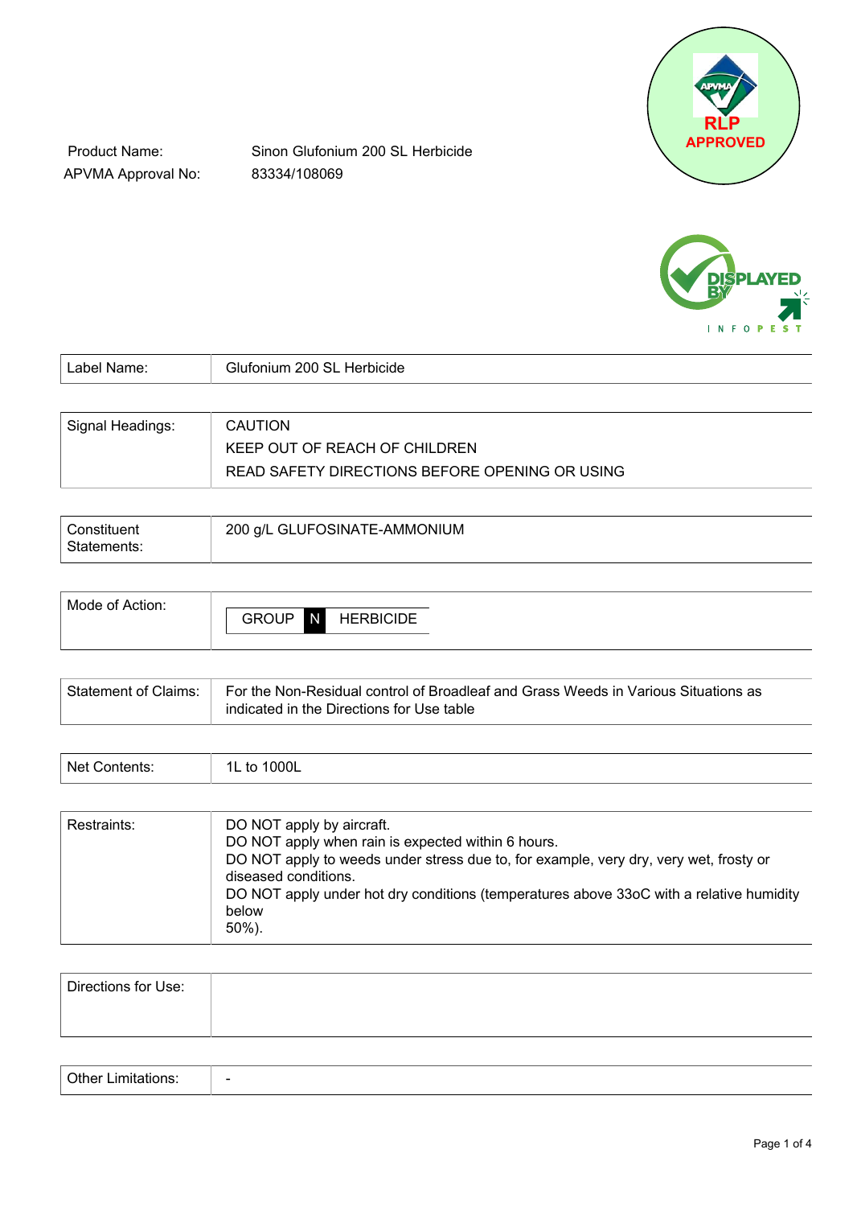Product Name: Sinon Glufonium 200 SL Herbicide

APVMA Approval No: 83334/108069

RLP APPROVED

DISPLAYED BY INFOPEST

| Label Name: | Glufonium 200 SL Herbicide |
|---|---|

| Signal Headings: | CAUTION<br>KEEP OUT OF REACH OF CHILDREN<br>READ SAFETY DIRECTIONS BEFORE OPENING OR USING |
|---|---|

| Constituent Statements: | 200 g/L GLUFOSINATE-AMMONIUM |
|---|---|

| Mode of Action: | GROUP N HERBICIDE |
|---|---|

| Statement of Claims: | For the Non-Residual control of Broadleaf and Grass Weeds in Various Situations as indicated in the Directions for Use table |
|---|---|

| Net Contents: | 1L to 1000L |
|---|---|

| Restraints: | DO NOT apply by aircraft.<br>DO NOT apply when rain is expected within 6 hours.<br>DO NOT apply to weeds under stress due to, for example, very dry, very wet, frosty or diseased conditions.<br>DO NOT apply under hot dry conditions (temperatures above 33oC with a relative humidity below<br>50%). |
|---|---|

| Directions for Use: | |
|---|---|

| Other Limitations: | - |
|---|---|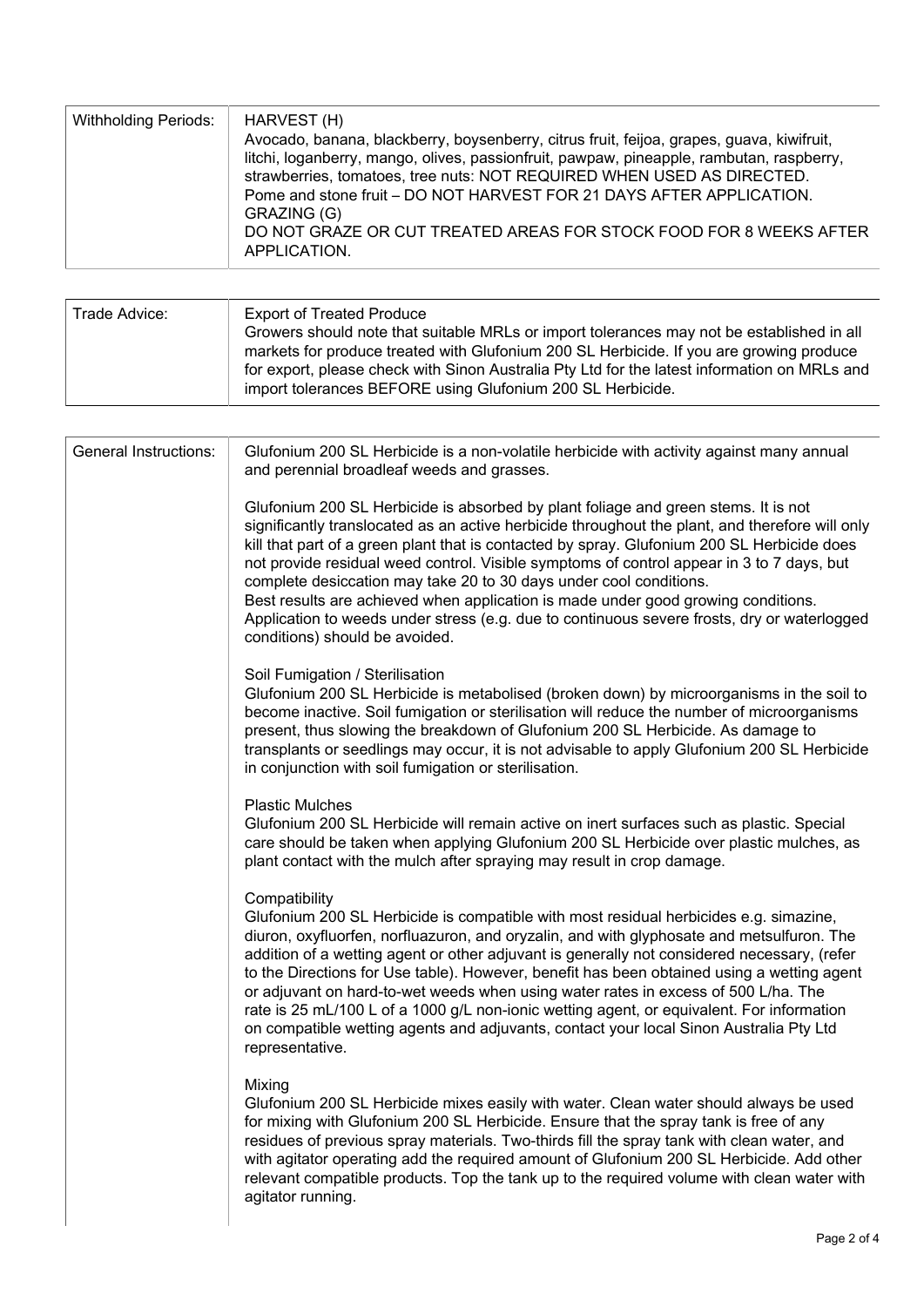| | |
|---|---|
| Withholding Periods: | HARVEST (H)<br>Avocado, banana, blackberry, boysenberry, citrus fruit, feijoa, grapes, guava, kiwifruit, litchi, loganberry, mango, olives, passionfruit, pawpaw, pineapple, rambutan, raspberry, strawberries, tomatoes, tree nuts: NOT REQUIRED WHEN USED AS DIRECTED.<br>Pome and stone fruit – DO NOT HARVEST FOR 21 DAYS AFTER APPLICATION.<br>GRAZING (G)<br>DO NOT GRAZE OR CUT TREATED AREAS FOR STOCK FOOD FOR 8 WEEKS AFTER APPLICATION. |

| | |
|---|---|
| Trade Advice: | Export of Treated Produce<br>Growers should note that suitable MRLs or import tolerances may not be established in all markets for produce treated with Glufonium 200 SL Herbicide. If you are growing produce for export, please check with Sinon Australia Pty Ltd for the latest information on MRLs and import tolerances BEFORE using Glufonium 200 SL Herbicide. |

| | |
|---|---|
| General Instructions: | Glufonium 200 SL Herbicide is a non-volatile herbicide with activity against many annual and perennial broadleaf weeds and grasses.<br><br>Glufonium 200 SL Herbicide is absorbed by plant foliage and green stems. It is not significantly translocated as an active herbicide throughout the plant, and therefore will only kill that part of a green plant that is contacted by spray. Glufonium 200 SL Herbicide does not provide residual weed control. Visible symptoms of control appear in 3 to 7 days, but complete desiccation may take 20 to 30 days under cool conditions.<br>Best results are achieved when application is made under good growing conditions. Application to weeds under stress (e.g. due to continuous severe frosts, dry or waterlogged conditions) should be avoided.<br><br>Soil Fumigation / Sterilisation<br>Glufonium 200 SL Herbicide is metabolised (broken down) by microorganisms in the soil to become inactive. Soil fumigation or sterilisation will reduce the number of microorganisms present, thus slowing the breakdown of Glufonium 200 SL Herbicide. As damage to transplants or seedlings may occur, it is not advisable to apply Glufonium 200 SL Herbicide in conjunction with soil fumigation or sterilisation.<br><br>Plastic Mulches<br>Glufonium 200 SL Herbicide will remain active on inert surfaces such as plastic. Special care should be taken when applying Glufonium 200 SL Herbicide over plastic mulches, as plant contact with the mulch after spraying may result in crop damage.<br><br>Compatibility<br>Glufonium 200 SL Herbicide is compatible with most residual herbicides e.g. simazine, diuron, oxyfluorfen, norfluazuron, and oryzalin, and with glyphosate and metsulfuron. The addition of a wetting agent or other adjuvant is generally not considered necessary, (refer to the Directions for Use table). However, benefit has been obtained using a wetting agent or adjuvant on hard-to-wet weeds when using water rates in excess of 500 L/ha. The rate is 25 mL/100 L of a 1000 g/L non-ionic wetting agent, or equivalent. For information on compatible wetting agents and adjuvants, contact your local Sinon Australia Pty Ltd representative.<br><br>Mixing<br>Glufonium 200 SL Herbicide mixes easily with water. Clean water should always be used for mixing with Glufonium 200 SL Herbicide. Ensure that the spray tank is free of any residues of previous spray materials. Two-thirds fill the spray tank with clean water, and with agitator operating add the required amount of Glufonium 200 SL Herbicide. Add other relevant compatible products. Top the tank up to the required volume with clean water with agitator running. |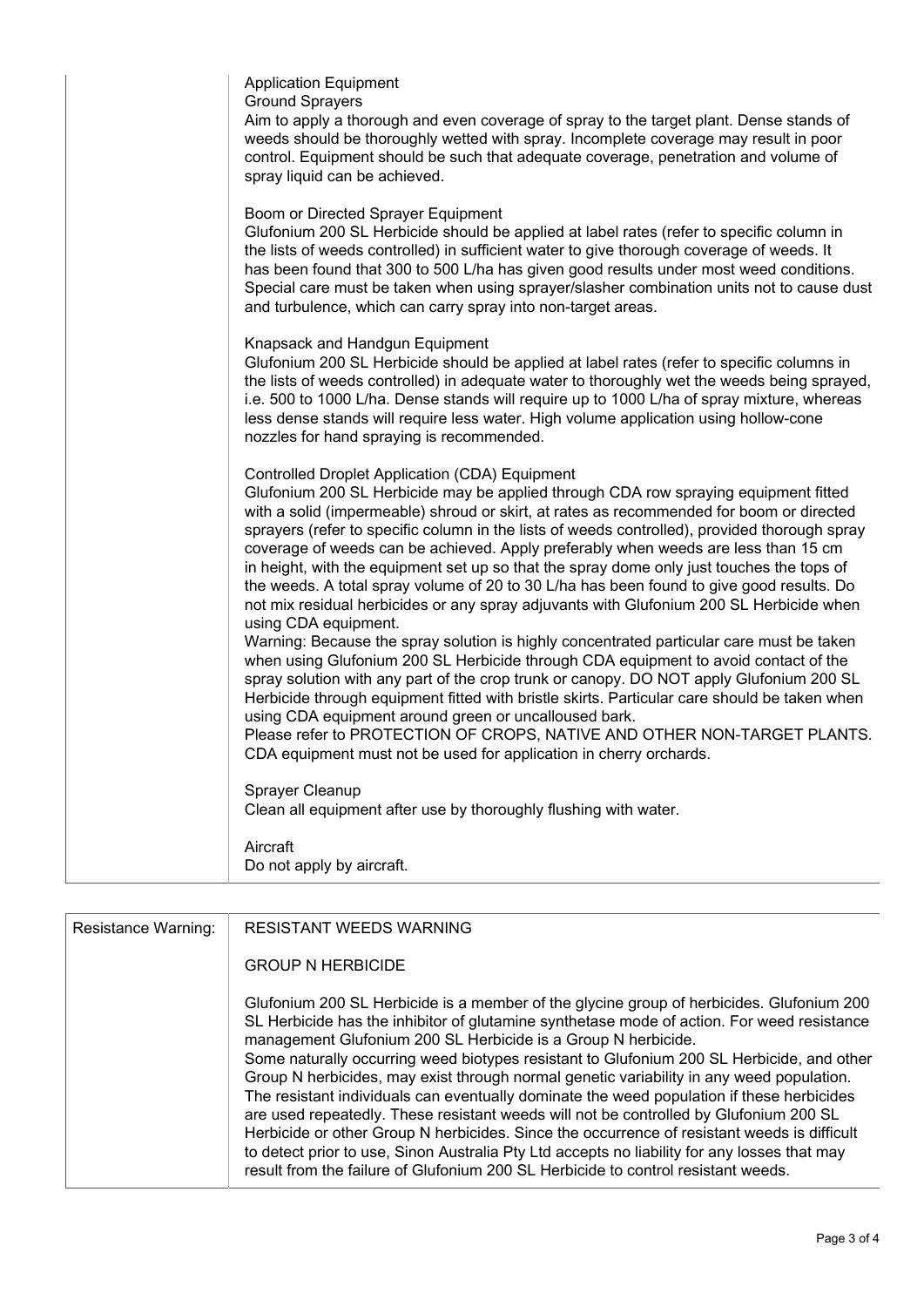| | |
|---|---|
| | Application Equipment<br>Ground Sprayers<br>Aim to apply a thorough and even coverage of spray to the target plant. Dense stands of weeds should be thoroughly wetted with spray. Incomplete coverage may result in poor control. Equipment should be such that adequate coverage, penetration and volume of spray liquid can be achieved.<br><br>Boom or Directed Sprayer Equipment<br>Glufonium 200 SL Herbicide should be applied at label rates (refer to specific column in the lists of weeds controlled) in sufficient water to give thorough coverage of weeds. It has been found that 300 to 500 L/ha has given good results under most weed conditions. Special care must be taken when using sprayer/slasher combination units not to cause dust and turbulence, which can carry spray into non-target areas.<br><br>Knapsack and Handgun Equipment<br>Glufonium 200 SL Herbicide should be applied at label rates (refer to specific columns in the lists of weeds controlled) in adequate water to thoroughly wet the weeds being sprayed, i.e. 500 to 1000 L/ha. Dense stands will require up to 1000 L/ha of spray mixture, whereas less dense stands will require less water. High volume application using hollow-cone nozzles for hand spraying is recommended.<br><br>Controlled Droplet Application (CDA) Equipment<br>Glufonium 200 SL Herbicide may be applied through CDA row spraying equipment fitted with a solid (impermeable) shroud or skirt, at rates as recommended for boom or directed sprayers (refer to specific column in the lists of weeds controlled), provided thorough spray coverage of weeds can be achieved. Apply preferably when weeds are less than 15 cm in height, with the equipment set up so that the spray dome only just touches the tops of the weeds. A total spray volume of 20 to 30 L/ha has been found to give good results. Do not mix residual herbicides or any spray adjuvants with Glufonium 200 SL Herbicide when using CDA equipment.<br>Warning: Because the spray solution is highly concentrated particular care must be taken when using Glufonium 200 SL Herbicide through CDA equipment to avoid contact of the spray solution with any part of the crop trunk or canopy. DO NOT apply Glufonium 200 SL Herbicide through equipment fitted with bristle skirts. Particular care should be taken when using CDA equipment around green or uncalloused bark.<br>Please refer to PROTECTION OF CROPS, NATIVE AND OTHER NON-TARGET PLANTS. CDA equipment must not be used for application in cherry orchards.<br><br>Sprayer Cleanup<br>Clean all equipment after use by thoroughly flushing with water.<br><br>Aircraft<br>Do not apply by aircraft. |

| | |
|---|---|
| Resistance Warning: | RESISTANT WEEDS WARNING<br><br>GROUP N HERBICIDE<br><br>Glufonium 200 SL Herbicide is a member of the glycine group of herbicides. Glufonium 200 SL Herbicide has the inhibitor of glutamine synthetase mode of action. For weed resistance management Glufonium 200 SL Herbicide is a Group N herbicide.<br>Some naturally occurring weed biotypes resistant to Glufonium 200 SL Herbicide, and other Group N herbicides, may exist through normal genetic variability in any weed population. The resistant individuals can eventually dominate the weed population if these herbicides are used repeatedly. These resistant weeds will not be controlled by Glufonium 200 SL Herbicide or other Group N herbicides. Since the occurrence of resistant weeds is difficult to detect prior to use, Sinon Australia Pty Ltd accepts no liability for any losses that may result from the failure of Glufonium 200 SL Herbicide to control resistant weeds. |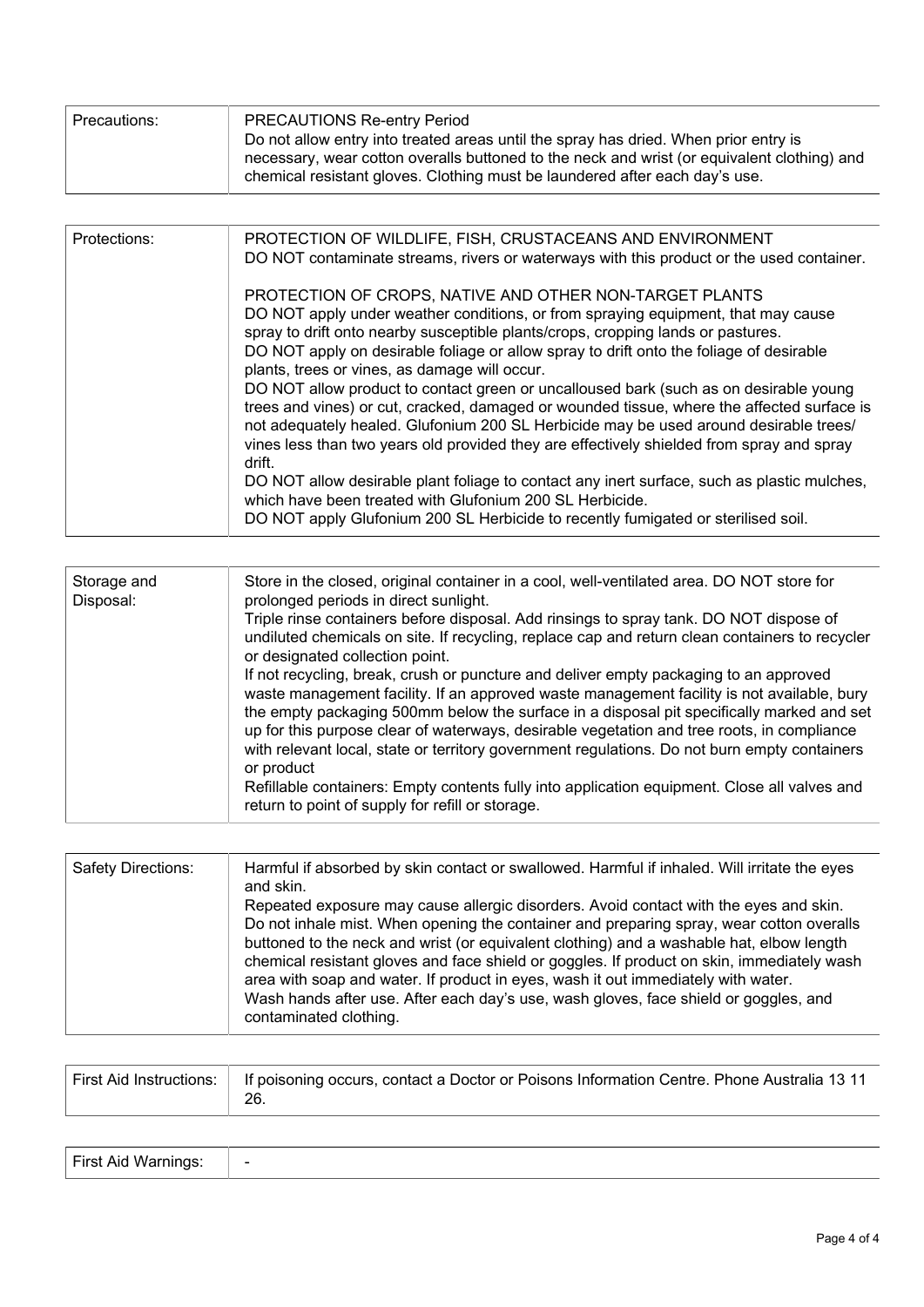| Precautions: | PRECAUTIONS Re-entry Period<br>Do not allow entry into treated areas until the spray has dried. When prior entry is necessary, wear cotton overalls buttoned to the neck and wrist (or equivalent clothing) and chemical resistant gloves. Clothing must be laundered after each day's use. |
|---|---|

| Protections: | PROTECTION OF WILDLIFE, FISH, CRUSTACEANS AND ENVIRONMENT<br>DO NOT contaminate streams, rivers or waterways with this product or the used container.<br><br>PROTECTION OF CROPS, NATIVE AND OTHER NON-TARGET PLANTS<br>DO NOT apply under weather conditions, or from spraying equipment, that may cause spray to drift onto nearby susceptible plants/crops, cropping lands or pastures.<br>DO NOT apply on desirable foliage or allow spray to drift onto the foliage of desirable plants, trees or vines, as damage will occur.<br>DO NOT allow product to contact green or uncalloused bark (such as on desirable young trees and vines) or cut, cracked, damaged or wounded tissue, where the affected surface is not adequately healed. Glufonium 200 SL Herbicide may be used around desirable trees/ vines less than two years old provided they are effectively shielded from spray and spray drift.<br>DO NOT allow desirable plant foliage to contact any inert surface, such as plastic mulches, which have been treated with Glufonium 200 SL Herbicide.<br>DO NOT apply Glufonium 200 SL Herbicide to recently fumigated or sterilised soil. |
|---|---|

| Storage and Disposal: | Store in the closed, original container in a cool, well-ventilated area. DO NOT store for prolonged periods in direct sunlight.<br>Triple rinse containers before disposal. Add rinsings to spray tank. DO NOT dispose of undiluted chemicals on site. If recycling, replace cap and return clean containers to recycler or designated collection point.<br>If not recycling, break, crush or puncture and deliver empty packaging to an approved waste management facility. If an approved waste management facility is not available, bury the empty packaging 500mm below the surface in a disposal pit specifically marked and set up for this purpose clear of waterways, desirable vegetation and tree roots, in compliance with relevant local, state or territory government regulations. Do not burn empty containers or product<br>Refillable containers: Empty contents fully into application equipment. Close all valves and return to point of supply for refill or storage. |
|---|---|

| Safety Directions: | Harmful if absorbed by skin contact or swallowed. Harmful if inhaled. Will irritate the eyes and skin.<br>Repeated exposure may cause allergic disorders. Avoid contact with the eyes and skin. Do not inhale mist. When opening the container and preparing spray, wear cotton overalls buttoned to the neck and wrist (or equivalent clothing) and a washable hat, elbow length chemical resistant gloves and face shield or goggles. If product on skin, immediately wash area with soap and water. If product in eyes, wash it out immediately with water.<br>Wash hands after use. After each day's use, wash gloves, face shield or goggles, and contaminated clothing. |
|---|---|

| First Aid Instructions: | If poisoning occurs, contact a Doctor or Poisons Information Centre. Phone Australia 13 11 26. |
|---|---|

| First Aid Warnings: | - |
|---|---|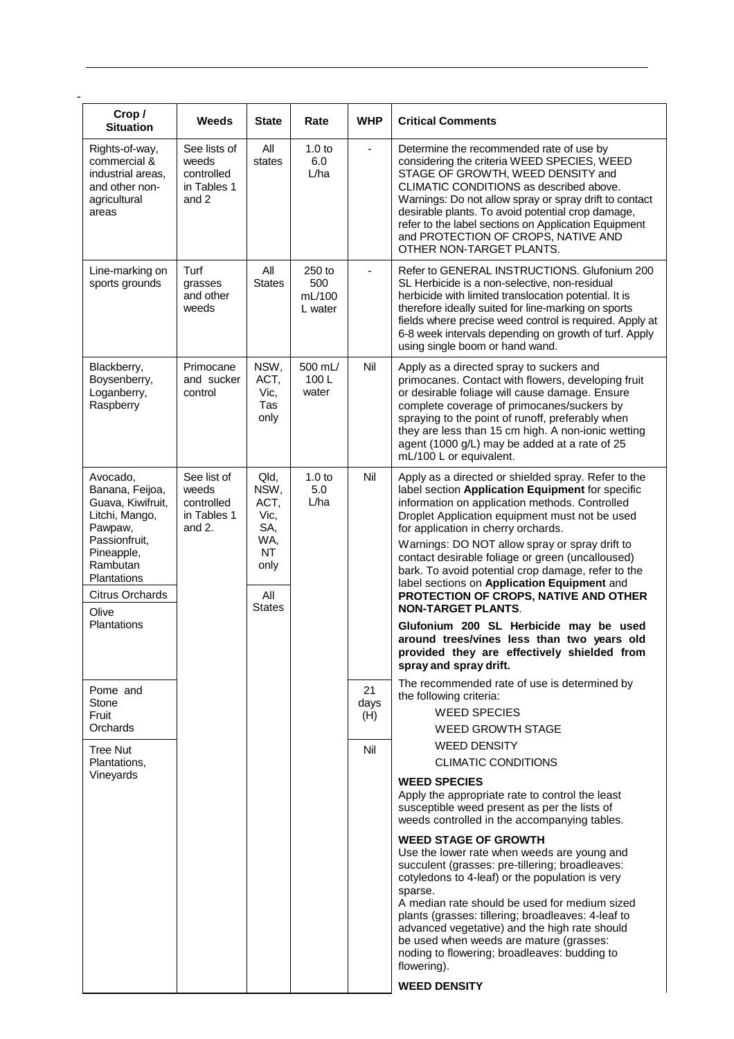| Crop / Situation | Weeds | State | Rate | WHP | Critical Comments |
|---|---|---|---|---|---|
| Rights-of-way, commercial & industrial areas, and other non-agricultural areas | See lists of weeds controlled in Tables 1 and 2 | All states | 1.0 to 6.0 L/ha | - | Determine the recommended rate of use by considering the criteria WEED SPECIES, WEED STAGE OF GROWTH, WEED DENSITY and CLIMATIC CONDITIONS as described above. Warnings: Do not allow spray or spray drift to contact desirable plants. To avoid potential crop damage, refer to the label sections on Application Equipment and PROTECTION OF CROPS, NATIVE AND OTHER NON-TARGET PLANTS. |
| Line-marking on sports grounds | Turf grasses and other weeds | All States | 250 to 500 mL/100 L water | - | Refer to GENERAL INSTRUCTIONS. Glufonium 200 SL Herbicide is a non-selective, non-residual herbicide with limited translocation potential. It is therefore ideally suited for line-marking on sports fields where precise weed control is required. Apply at 6-8 week intervals depending on growth of turf. Apply using single boom or hand wand. |
| Blackberry, Boysenberry, Loganberry, Raspberry | Primocane and sucker control | NSW, ACT, Vic, Tas only | 500 mL/ 100 L water | Nil | Apply as a directed spray to suckers and primocanes. Contact with flowers, developing fruit or desirable foliage will cause damage. Ensure complete coverage of primocanes/suckers by spraying to the point of runoff, preferably when they are less than 15 cm high. A non-ionic wetting agent (1000 g/L) may be added at a rate of 25 mL/100 L or equivalent. |
| Avocado, Banana, Feijoa, Guava, Kiwifruit, Litchi, Mango, Pawpaw, Passionfruit, Pineapple, Rambutan Plantations | See list of weeds controlled in Tables 1 and 2. | Qld, NSW, ACT, Vic, SA, WA, NT only | 1.0 to 5.0 L/ha | Nil | Apply as a directed or shielded spray. Refer to the label section **Application Equipment** for specific information on application methods. Controlled Droplet Application equipment must not be used for application in cherry orchards.<br>Warnings: DO NOT allow spray or spray drift to contact desirable foliage or green (uncalloused) bark. To avoid potential crop damage, refer to the label sections on **Application Equipment** and **PROTECTION OF CROPS, NATIVE AND OTHER NON-TARGET PLANTS**.<br>**Glufonium 200 SL Herbicide may be used around trees/vines less than two years old provided they are effectively shielded from spray and spray drift.** |
| Citrus Orchards<br>Olive Plantations | | All States | | | |
| Pome and Stone Fruit Orchards | | | | 21 days (H) | The recommended rate of use is determined by the following criteria:<br>WEED SPECIES<br>WEED GROWTH STAGE<br>WEED DENSITY<br>CLIMATIC CONDITIONS |
| Tree Nut Plantations, Vineyards | | | | Nil | **WEED SPECIES**<br>Apply the appropriate rate to control the least susceptible weed present as per the lists of weeds controlled in the accompanying tables.<br>**WEED STAGE OF GROWTH**<br>Use the lower rate when weeds are young and succulent (grasses: pre-tillering; broadleaves: cotyledons to 4-leaf) or the population is very sparse.<br>A median rate should be used for medium sized plants (grasses: tillering; broadleaves: 4-leaf to advanced vegetative) and the high rate should be used when weeds are mature (grasses: noding to flowering; broadleaves: budding to flowering).<br>**WEED DENSITY** |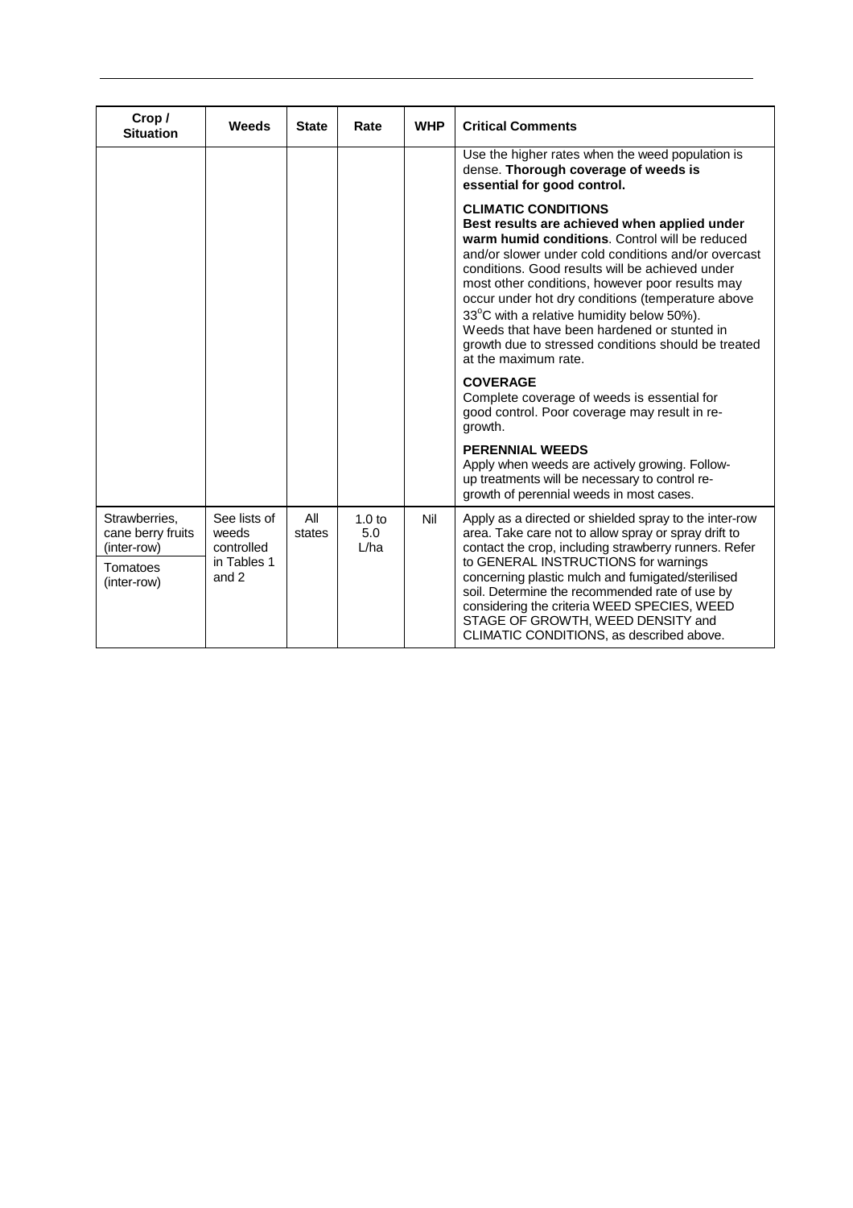| Crop / Situation | Weeds | State | Rate | WHP | Critical Comments |
|---|---|---|---|---|---|
| | | | | | Use the higher rates when the weed population is dense. **Thorough coverage of weeds is essential for good control.**<br><br>**CLIMATIC CONDITIONS**<br>**Best results are achieved when applied under warm humid conditions**. Control will be reduced and/or slower under cold conditions and/or overcast conditions. Good results will be achieved under most other conditions, however poor results may occur under hot dry conditions (temperature above 33°C with a relative humidity below 50%).<br>Weeds that have been hardened or stunted in growth due to stressed conditions should be treated at the maximum rate.<br><br>**COVERAGE**<br>Complete coverage of weeds is essential for good control. Poor coverage may result in re-growth.<br><br>**PERENNIAL WEEDS**<br>Apply when weeds are actively growing. Follow-up treatments will be necessary to control re-growth of perennial weeds in most cases. |
| Strawberries, cane berry fruits (inter-row)<br><br>Tomatoes (inter-row) | See lists of weeds controlled in Tables 1 and 2 | All states | 1.0 to 5.0 L/ha | Nil | Apply as a directed or shielded spray to the inter-row area. Take care not to allow spray or spray drift to contact the crop, including strawberry runners. Refer to GENERAL INSTRUCTIONS for warnings concerning plastic mulch and fumigated/sterilised soil. Determine the recommended rate of use by considering the criteria WEED SPECIES, WEED STAGE OF GROWTH, WEED DENSITY and CLIMATIC CONDITIONS, as described above. |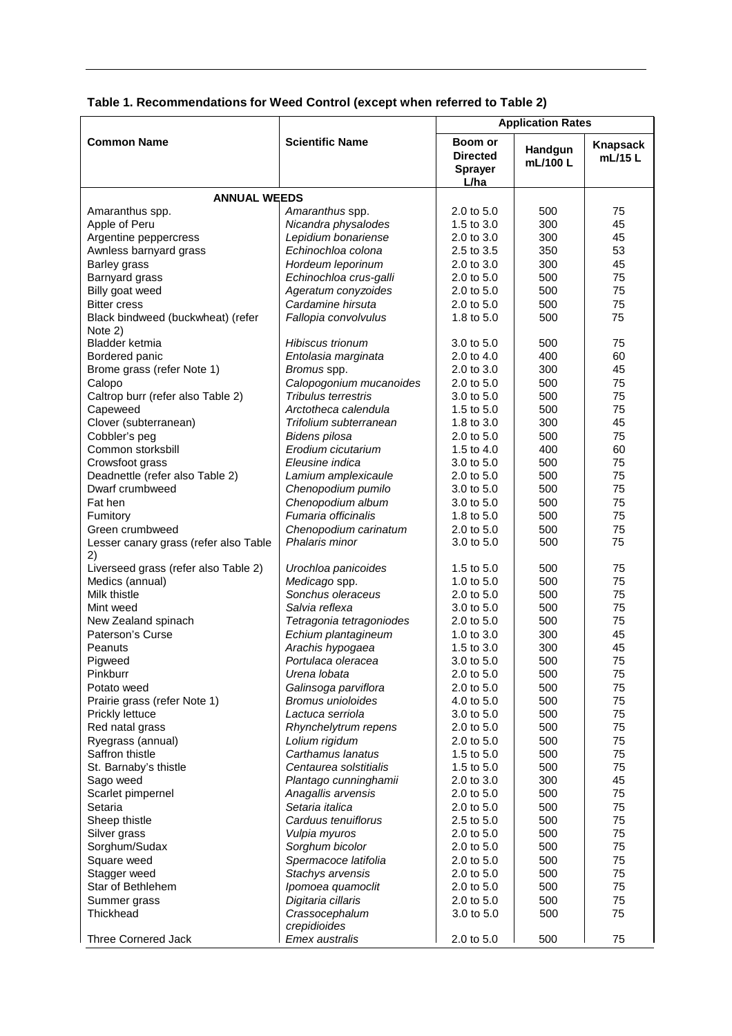**Table 1. Recommendations for Weed Control (except when referred to Table 2)**

| Common Name | Scientific Name | Application Rates | | |
|---|---|---|---|---|
| | | Boom or Directed Sprayer L/ha | Handgun mL/100 L | Knapsack mL/15 L |
| **ANNUAL WEEDS** | | | | |
| Amaranthus spp. | *Amaranthus* spp. | 2.0 to 5.0 | 500 | 75 |
| Apple of Peru | *Nicandra physalodes* | 1.5 to 3.0 | 300 | 45 |
| Argentine peppercress | *Lepidium bonariense* | 2.0 to 3.0 | 300 | 45 |
| Awnless barnyard grass | *Echinochloa colona* | 2.5 to 3.5 | 350 | 53 |
| Barley grass | *Hordeum leporinum* | 2.0 to 3.0 | 300 | 45 |
| Barnyard grass | *Echinochloa crus-galli* | 2.0 to 5.0 | 500 | 75 |
| Billy goat weed | *Ageratum conyzoides* | 2.0 to 5.0 | 500 | 75 |
| Bitter cress | *Cardamine hirsuta* | 2.0 to 5.0 | 500 | 75 |
| Black bindweed (buckwheat) (refer Note 2) | *Fallopia convolvulus* | 1.8 to 5.0 | 500 | 75 |
| Bladder ketmia | *Hibiscus trionum* | 3.0 to 5.0 | 500 | 75 |
| Bordered panic | *Entolasia marginata* | 2.0 to 4.0 | 400 | 60 |
| Brome grass (refer Note 1) | *Bromus* spp. | 2.0 to 3.0 | 300 | 45 |
| Calopo | *Calopogonium mucanoides* | 2.0 to 5.0 | 500 | 75 |
| Caltrop burr (refer also Table 2) | *Tribulus terrestris* | 3.0 to 5.0 | 500 | 75 |
| Capeweed | *Arctotheca calendula* | 1.5 to 5.0 | 500 | 75 |
| Clover (subterranean) | *Trifolium subterranean* | 1.8 to 3.0 | 300 | 45 |
| Cobbler's peg | *Bidens pilosa* | 2.0 to 5.0 | 500 | 75 |
| Common storksbill | *Erodium cicutarium* | 1.5 to 4.0 | 400 | 60 |
| Crowsfoot grass | *Eleusine indica* | 3.0 to 5.0 | 500 | 75 |
| Deadnettle (refer also Table 2) | *Lamium amplexicaule* | 2.0 to 5.0 | 500 | 75 |
| Dwarf crumbweed | *Chenopodium pumilo* | 3.0 to 5.0 | 500 | 75 |
| Fat hen | *Chenopodium album* | 3.0 to 5.0 | 500 | 75 |
| Fumitory | *Fumaria officinalis* | 1.8 to 5.0 | 500 | 75 |
| Green crumbweed | *Chenopodium carinatum* | 2.0 to 5.0 | 500 | 75 |
| Lesser canary grass (refer also Table 2) | *Phalaris minor* | 3.0 to 5.0 | 500 | 75 |
| Liverseed grass (refer also Table 2) | *Urochloa panicoides* | 1.5 to 5.0 | 500 | 75 |
| Medics (annual) | *Medicago* spp. | 1.0 to 5.0 | 500 | 75 |
| Milk thistle | *Sonchus oleraceus* | 2.0 to 5.0 | 500 | 75 |
| Mint weed | *Salvia reflexa* | 3.0 to 5.0 | 500 | 75 |
| New Zealand spinach | *Tetragonia tetragoniodes* | 2.0 to 5.0 | 500 | 75 |
| Paterson's Curse | *Echium plantagineum* | 1.0 to 3.0 | 300 | 45 |
| Peanuts | *Arachis hypogaea* | 1.5 to 3.0 | 300 | 45 |
| Pigweed | *Portulaca oleracea* | 3.0 to 5.0 | 500 | 75 |
| Pinkburr | *Urena lobata* | 2.0 to 5.0 | 500 | 75 |
| Potato weed | *Galinsoga parviflora* | 2.0 to 5.0 | 500 | 75 |
| Prairie grass (refer Note 1) | *Bromus unioloides* | 4.0 to 5.0 | 500 | 75 |
| Prickly lettuce | *Lactuca serriola* | 3.0 to 5.0 | 500 | 75 |
| Red natal grass | *Rhynchelytrum repens* | 2.0 to 5.0 | 500 | 75 |
| Ryegrass (annual) | *Lolium rigidum* | 2.0 to 5.0 | 500 | 75 |
| Saffron thistle | *Carthamus lanatus* | 1.5 to 5.0 | 500 | 75 |
| St. Barnaby's thistle | *Centaurea solstitialis* | 1.5 to 5.0 | 500 | 75 |
| Sago weed | *Plantago cunninghamii* | 2.0 to 3.0 | 300 | 45 |
| Scarlet pimpernel | *Anagallis arvensis* | 2.0 to 5.0 | 500 | 75 |
| Setaria | *Setaria italica* | 2.0 to 5.0 | 500 | 75 |
| Sheep thistle | *Carduus tenuiflorus* | 2.5 to 5.0 | 500 | 75 |
| Silver grass | *Vulpia myuros* | 2.0 to 5.0 | 500 | 75 |
| Sorghum/Sudax | *Sorghum bicolor* | 2.0 to 5.0 | 500 | 75 |
| Square weed | *Spermacoce latifolia* | 2.0 to 5.0 | 500 | 75 |
| Stagger weed | *Stachys arvensis* | 2.0 to 5.0 | 500 | 75 |
| Star of Bethlehem | *Ipomoea quamoclit* | 2.0 to 5.0 | 500 | 75 |
| Summer grass | *Digitaria cillaris* | 2.0 to 5.0 | 500 | 75 |
| Thickhead | *Crassocephalum crepidioides* | 3.0 to 5.0 | 500 | 75 |
| Three Cornered Jack | *Emex australis* | 2.0 to 5.0 | 500 | 75 |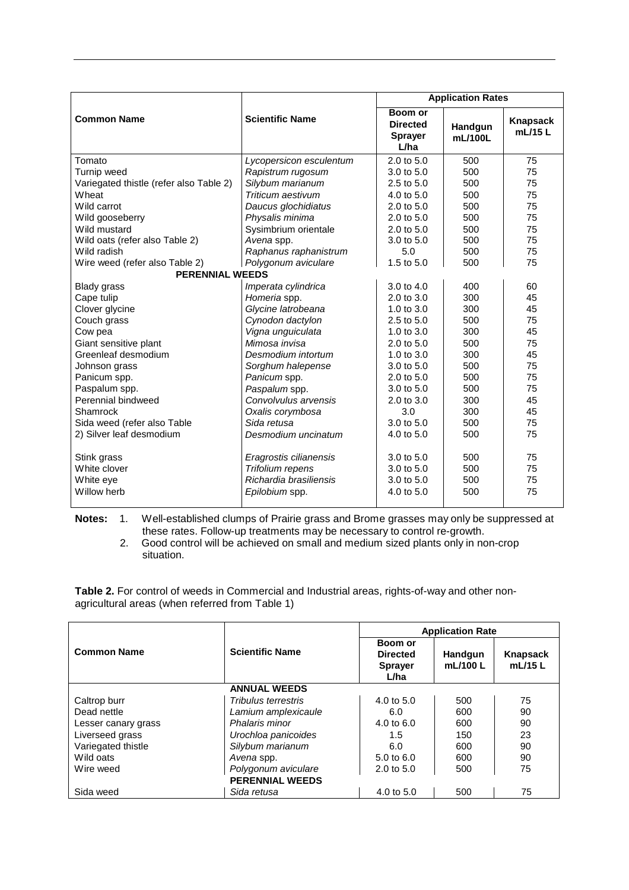| Common Name | Scientific Name | Application Rates | | |
|---|---|---|---|---|
| | | Boom or Directed Sprayer L/ha | Handgun mL/100L | Knapsack mL/15 L |
| Tomato | *Lycopersicon esculentum* | 2.0 to 5.0 | 500 | 75 |
| Turnip weed | *Rapistrum rugosum* | 3.0 to 5.0 | 500 | 75 |
| Variegated thistle (refer also Table 2) | *Silybum marianum* | 2.5 to 5.0 | 500 | 75 |
| Wheat | *Triticum aestivum* | 4.0 to 5.0 | 500 | 75 |
| Wild carrot | *Daucus glochidiatus* | 2.0 to 5.0 | 500 | 75 |
| Wild gooseberry | *Physalis minima* | 2.0 to 5.0 | 500 | 75 |
| Wild mustard | Sysimbrium orientale | 2.0 to 5.0 | 500 | 75 |
| Wild oats (refer also Table 2) | *Avena* spp. | 3.0 to 5.0 | 500 | 75 |
| Wild radish | *Raphanus raphanistrum* | 5.0 | 500 | 75 |
| Wire weed (refer also Table 2) | *Polygonum aviculare* | 1.5 to 5.0 | 500 | 75 |
| **PERENNIAL WEEDS** | | | | |
| Blady grass | *Imperata cylindrica* | 3.0 to 4.0 | 400 | 60 |
| Cape tulip | *Homeria* spp. | 2.0 to 3.0 | 300 | 45 |
| Clover glycine | *Glycine latrobeana* | 1.0 to 3.0 | 300 | 45 |
| Couch grass | *Cynodon dactylon* | 2.5 to 5.0 | 500 | 75 |
| Cow pea | *Vigna unguiculata* | 1.0 to 3.0 | 300 | 45 |
| Giant sensitive plant | *Mimosa invisa* | 2.0 to 5.0 | 500 | 75 |
| Greenleaf desmodium | *Desmodium intortum* | 1.0 to 3.0 | 300 | 45 |
| Johnson grass | *Sorghum halepense* | 3.0 to 5.0 | 500 | 75 |
| Panicum spp. | *Panicum* spp. | 2.0 to 5.0 | 500 | 75 |
| Paspalum spp. | *Paspalum* spp. | 3.0 to 5.0 | 500 | 75 |
| Perennial bindweed | *Convolvulus arvensis* | 2.0 to 3.0 | 300 | 45 |
| Shamrock | *Oxalis corymbosa* | 3.0 | 300 | 45 |
| Sida weed (refer also Table 2) | *Sida retusa* | 3.0 to 5.0 | 500 | 75 |
| Silver leaf desmodium | *Desmodium uncinatum* | 4.0 to 5.0 | 500 | 75 |
| Stink grass | *Eragrostis cilianensis* | 3.0 to 5.0 | 500 | 75 |
| White clover | *Trifolium repens* | 3.0 to 5.0 | 500 | 75 |
| White eye | *Richardia brasiliensis* | 3.0 to 5.0 | 500 | 75 |
| Willow herb | *Epilobium* spp. | 4.0 to 5.0 | 500 | 75 |

**Notes:** 1. Well-established clumps of Prairie grass and Brome grasses may only be suppressed at these rates. Follow-up treatments may be necessary to control re-growth.
2. Good control will be achieved on small and medium sized plants only in non-crop situation.

**Table 2.** For control of weeds in Commercial and Industrial areas, rights-of-way and other non-agricultural areas (when referred from Table 1)

| Common Name | Scientific Name | Application Rate | | |
|---|---|---|---|---|
| | | Boom or Directed Sprayer L/ha | Handgun mL/100 L | Knapsack mL/15 L |
| | **ANNUAL WEEDS** | | | |
| Caltrop burr | *Tribulus terrestris* | 4.0 to 5.0 | 500 | 75 |
| Dead nettle | *Lamium amplexicaule* | 6.0 | 600 | 90 |
| Lesser canary grass | *Phalaris minor* | 4.0 to 6.0 | 600 | 90 |
| Liverseed grass | *Urochloa panicoides* | 1.5 | 150 | 23 |
| Variegated thistle | *Silybum marianum* | 6.0 | 600 | 90 |
| Wild oats | *Avena* spp. | 5.0 to 6.0 | 600 | 90 |
| Wire weed | *Polygonum aviculare* | 2.0 to 5.0 | 500 | 75 |
| | **PERENNIAL WEEDS** | | | |
| Sida weed | *Sida retusa* | 4.0 to 5.0 | 500 | 75 |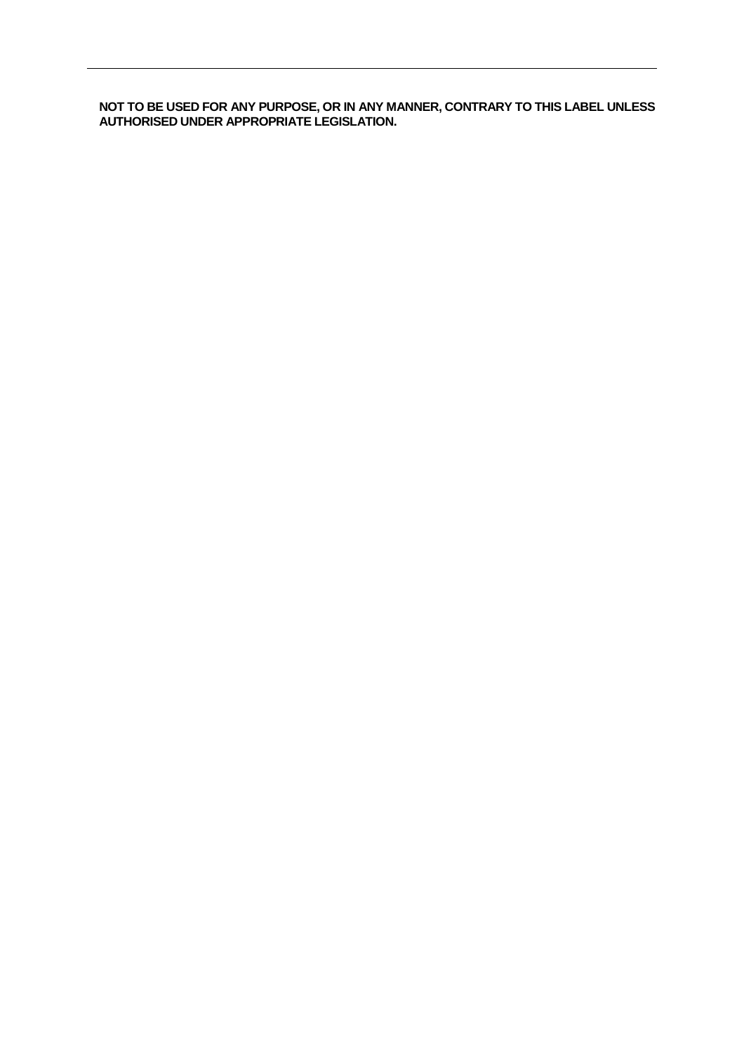**NOT TO BE USED FOR ANY PURPOSE, OR IN ANY MANNER, CONTRARY TO THIS LABEL UNLESS AUTHORISED UNDER APPROPRIATE LEGISLATION.**